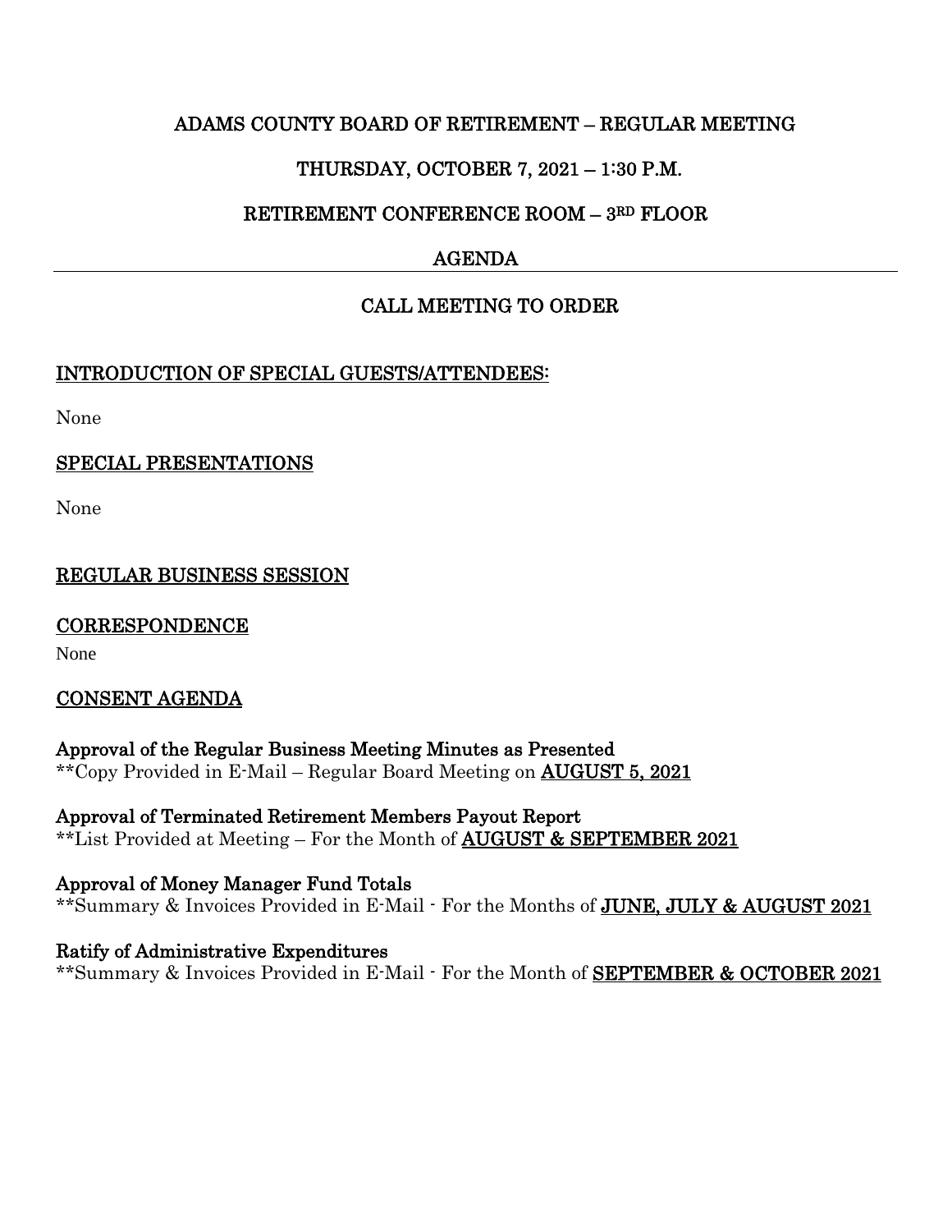# ADAMS COUNTY BOARD OF RETIREMENT – REGULAR MEETING

## THURSDAY, OCTOBER 7, 2021 – 1:30 P.M.

## RETIREMENT CONFERENCE ROOM – 3RD FLOOR

## AGENDA

---

## CALL MEETING TO ORDER

## INTRODUCTION OF SPECIAL GUESTS/ATTENDEES:

None

## SPECIAL PRESENTATIONS

None

## REGULAR BUSINESS SESSION

## CORRESPONDENCE

None

## CONSENT AGENDA

**Approval of the Regular Business Meeting Minutes as Presented**
**Copy Provided in E-Mail – Regular Board Meeting on **AUGUST 5, 2021**

**Approval of Terminated Retirement Members Payout Report**
**List Provided at Meeting – For the Month of **AUGUST & SEPTEMBER 2021**

**Approval of Money Manager Fund Totals**
**Summary & Invoices Provided in E-Mail - For the Months of **JUNE, JULY & AUGUST 2021**

**Ratify of Administrative Expenditures**
**Summary & Invoices Provided in E-Mail - For the Month of **SEPTEMBER & OCTOBER 2021**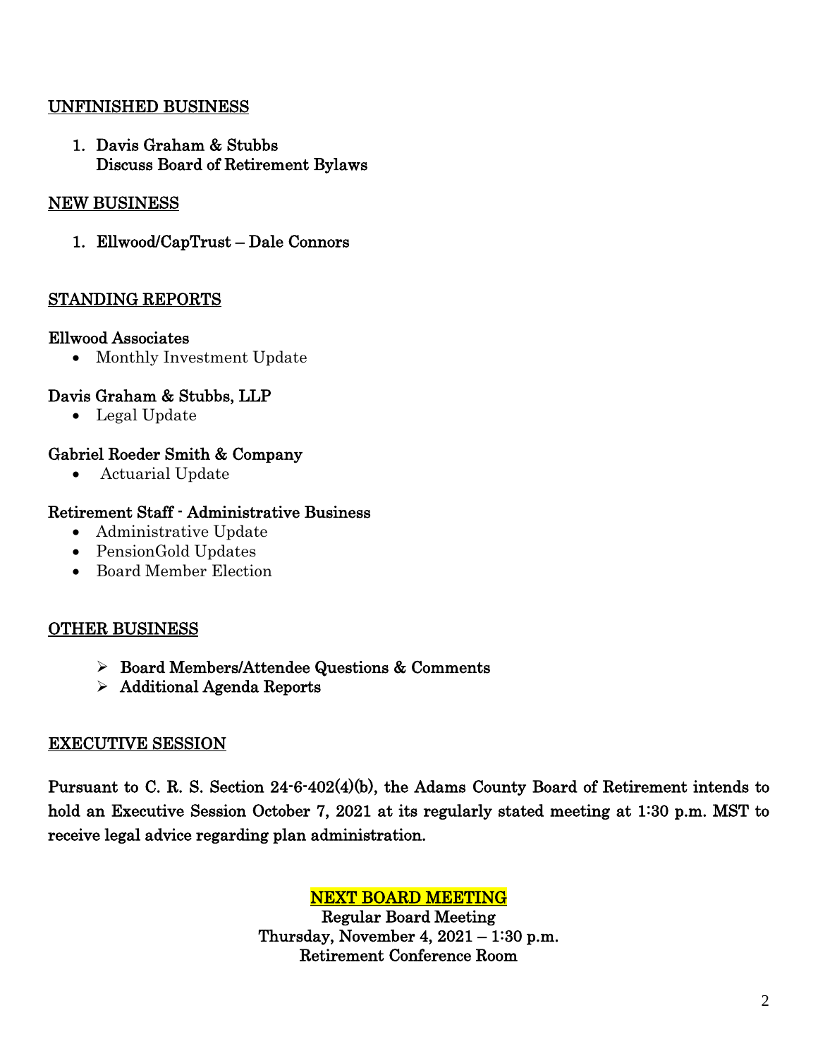## UNFINISHED BUSINESS

1. **Davis Graham & Stubbs**
   **Discuss Board of Retirement Bylaws**

## NEW BUSINESS

1. **Ellwood/CapTrust – Dale Connors**

## STANDING REPORTS

**Ellwood Associates**

- Monthly Investment Update

**Davis Graham & Stubbs, LLP**

- Legal Update

**Gabriel Roeder Smith & Company**

- Actuarial Update

**Retirement Staff - Administrative Business**

- Administrative Update
- PensionGold Updates
- Board Member Election

## OTHER BUSINESS

- **Board Members/Attendee Questions & Comments**
- **Additional Agenda Reports**

## EXECUTIVE SESSION

**Pursuant to C. R. S. Section 24-6-402(4)(b), the Adams County Board of Retirement intends to hold an Executive Session October 7, 2021 at its regularly stated meeting at 1:30 p.m. MST to receive legal advice regarding plan administration.**

**NEXT BOARD MEETING**

**Regular Board Meeting**
**Thursday, November 4, 2021 – 1:30 p.m.**
**Retirement Conference Room**